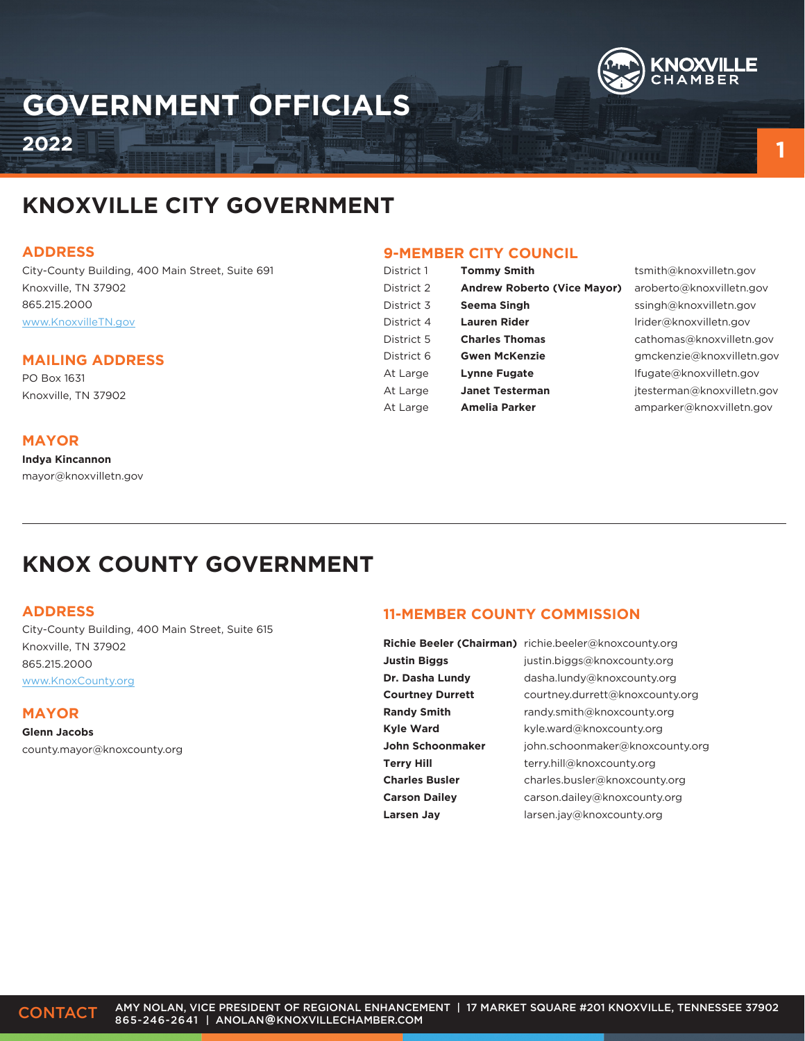# GOVERNMENT OFFICIALS

**2022**

## KNOXVILLE CITY GOVERNMENT

### ADDRESS

City-County Building, 400 Main Street, Suite 691
Knoxville, TN 37902
865.215.2000
www.KnoxvilleTN.gov

### MAILING ADDRESS

PO Box 1631
Knoxville, TN 37902

### MAYOR

**Indya Kincannon**
mayor@knoxvilletn.gov

### 9-MEMBER CITY COUNCIL

| | | |
|---|---|---|
| District 1 | **Tommy Smith** | tsmith@knoxvilletn.gov |
| District 2 | **Andrew Roberto (Vice Mayor)** | aroberto@knoxvilletn.gov |
| District 3 | **Seema Singh** | ssingh@knoxvilletn.gov |
| District 4 | **Lauren Rider** | lrider@knoxvilletn.gov |
| District 5 | **Charles Thomas** | cathomas@knoxvilletn.gov |
| District 6 | **Gwen McKenzie** | gmckenzie@knoxvilletn.gov |
| At Large | **Lynne Fugate** | lfugate@knoxvilletn.gov |
| At Large | **Janet Testerman** | jtesterman@knoxvilletn.gov |
| At Large | **Amelia Parker** | amparker@knoxvilletn.gov |

## KNOX COUNTY GOVERNMENT

### ADDRESS

City-County Building, 400 Main Street, Suite 615
Knoxville, TN 37902
865.215.2000
www.KnoxCounty.org

### MAYOR

**Glenn Jacobs**
county.mayor@knoxcounty.org

### 11-MEMBER COUNTY COMMISSION

| | |
|---|---|
| **Richie Beeler (Chairman)** | richie.beeler@knoxcounty.org |
| **Justin Biggs** | justin.biggs@knoxcounty.org |
| **Dr. Dasha Lundy** | dasha.lundy@knoxcounty.org |
| **Courtney Durrett** | courtney.durrett@knoxcounty.org |
| **Randy Smith** | randy.smith@knoxcounty.org |
| **Kyle Ward** | kyle.ward@knoxcounty.org |
| **John Schoonmaker** | john.schoonmaker@knoxcounty.org |
| **Terry Hill** | terry.hill@knoxcounty.org |
| **Charles Busler** | charles.busler@knoxcounty.org |
| **Carson Dailey** | carson.dailey@knoxcounty.org |
| **Larsen Jay** | larsen.jay@knoxcounty.org |

**CONTACT** AMY NOLAN, VICE PRESIDENT OF REGIONAL ENHANCEMENT | 17 MARKET SQUARE #201 KNOXVILLE, TENNESSEE 37902
865-246-2641 | ANOLAN@KNOXVILLECHAMBER.COM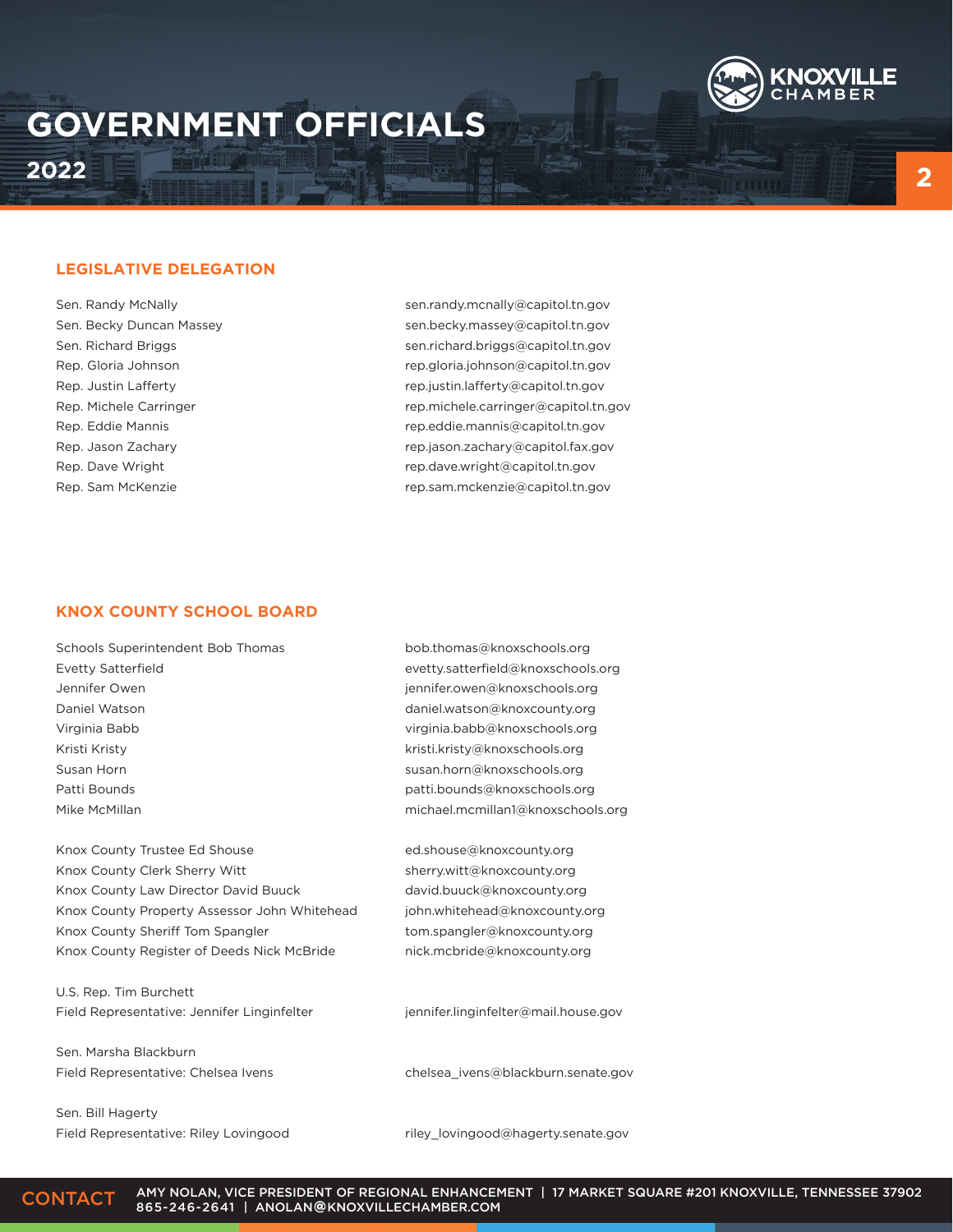# GOVERNMENT OFFICIALS

## 2022

### LEGISLATIVE DELEGATION

| | |
|---|---|
| Sen. Randy McNally | sen.randy.mcnally@capitol.tn.gov |
| Sen. Becky Duncan Massey | sen.becky.massey@capitol.tn.gov |
| Sen. Richard Briggs | sen.richard.briggs@capitol.tn.gov |
| Rep. Gloria Johnson | rep.gloria.johnson@capitol.tn.gov |
| Rep. Justin Lafferty | rep.justin.lafferty@capitol.tn.gov |
| Rep. Michele Carringer | rep.michele.carringer@capitol.tn.gov |
| Rep. Eddie Mannis | rep.eddie.mannis@capitol.tn.gov |
| Rep. Jason Zachary | rep.jason.zachary@capitol.fax.gov |
| Rep. Dave Wright | rep.dave.wright@capitol.tn.gov |
| Rep. Sam McKenzie | rep.sam.mckenzie@capitol.tn.gov |

### KNOX COUNTY SCHOOL BOARD

| | |
|---|---|
| Schools Superintendent Bob Thomas | bob.thomas@knoxschools.org |
| Evetty Satterfield | evetty.satterfield@knoxschools.org |
| Jennifer Owen | jennifer.owen@knoxschools.org |
| Daniel Watson | daniel.watson@knoxcounty.org |
| Virginia Babb | virginia.babb@knoxschools.org |
| Kristi Kristy | kristi.kristy@knoxschools.org |
| Susan Horn | susan.horn@knoxschools.org |
| Patti Bounds | patti.bounds@knoxschools.org |
| Mike McMillan | michael.mcmillan1@knoxschools.org |

| | |
|---|---|
| Knox County Trustee Ed Shouse | ed.shouse@knoxcounty.org |
| Knox County Clerk Sherry Witt | sherry.witt@knoxcounty.org |
| Knox County Law Director David Buuck | david.buuck@knoxcounty.org |
| Knox County Property Assessor John Whitehead | john.whitehead@knoxcounty.org |
| Knox County Sheriff Tom Spangler | tom.spangler@knoxcounty.org |
| Knox County Register of Deeds Nick McBride | nick.mcbride@knoxcounty.org |

U.S. Rep. Tim Burchett
Field Representative: Jennifer Linginfelter — jennifer.linginfelter@mail.house.gov

Sen. Marsha Blackburn
Field Representative: Chelsea Ivens — chelsea_ivens@blackburn.senate.gov

Sen. Bill Hagerty
Field Representative: Riley Lovingood — riley_lovingood@hagerty.senate.gov

**CONTACT** AMY NOLAN, VICE PRESIDENT OF REGIONAL ENHANCEMENT | 17 MARKET SQUARE #201 KNOXVILLE, TENNESSEE 37902
865-246-2641 | ANOLAN@KNOXVILLECHAMBER.COM